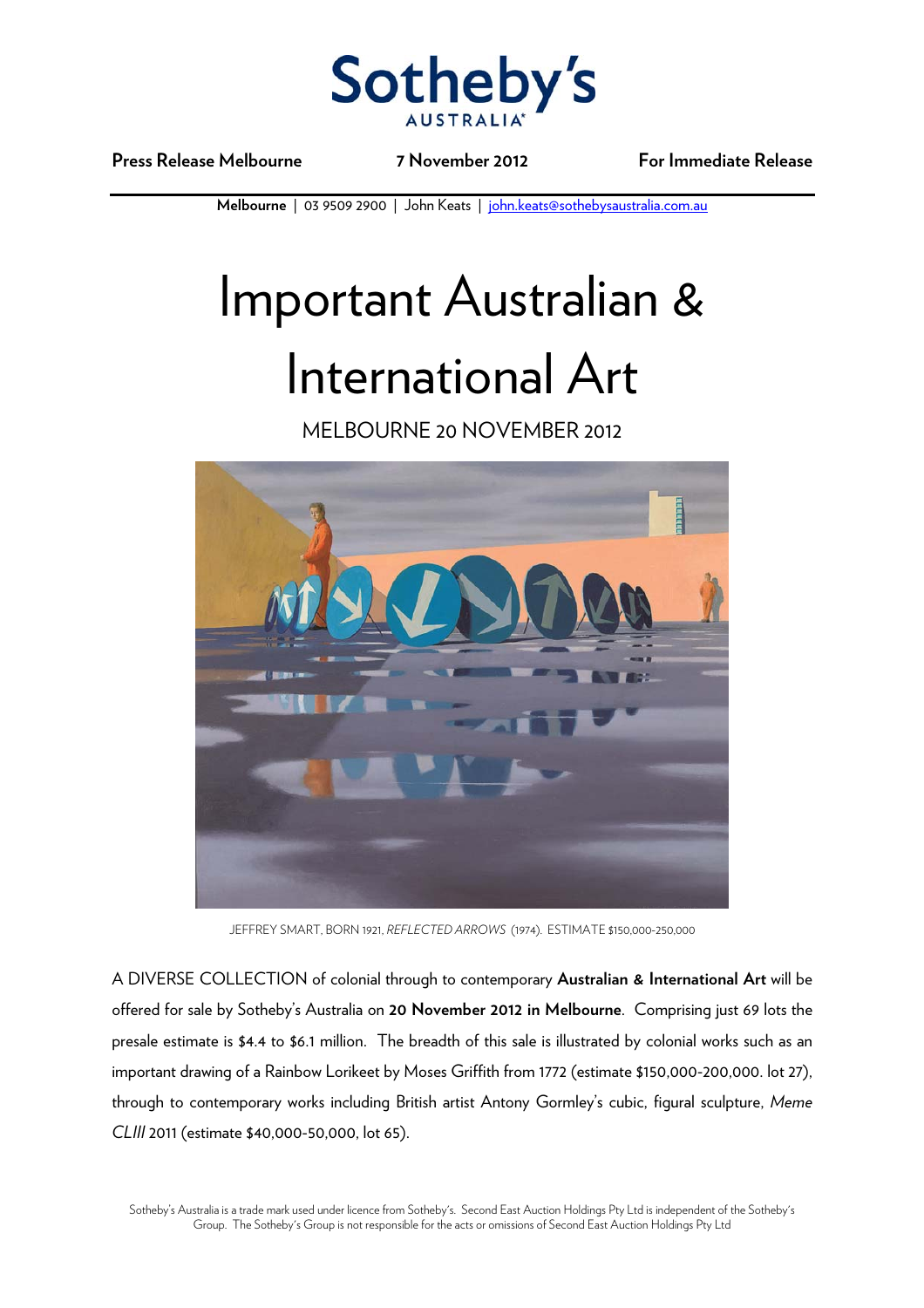Press Release Melbourne 7 November 2012 For Immediate Release

**Melbourne** | 03 9509 2900 | John Keats | john.keats@sothebysaustralia.com.au

# Important Australian & International Art

MELBOURNE 20 NOVEMBER 2012

JEFFREY SMART, BORN 1921, *REFLECTED ARROWS* (1974). ESTIMATE $150,000-250,000

A DIVERSE COLLECTION of colonial through to contemporary **Australian & International Art** will be offered for sale by Sotheby's Australia on **20 November 2012 in Melbourne**. Comprising just 69 lots the presale estimate is $4.4 to $6.1 million. The breadth of this sale is illustrated by colonial works such as an important drawing of a Rainbow Lorikeet by Moses Griffith from 1772 (estimate $150,000-200,000. lot 27), through to contemporary works including British artist Antony Gormley's cubic, figural sculpture, *Meme CLIII* 2011 (estimate $40,000-50,000, lot 65).

Sotheby's Australia is a trade mark used under licence from Sotheby's. Second East Auction Holdings Pty Ltd is independent of the Sotheby's Group. The Sotheby's Group is not responsible for the acts or omissions of Second East Auction Holdings Pty Ltd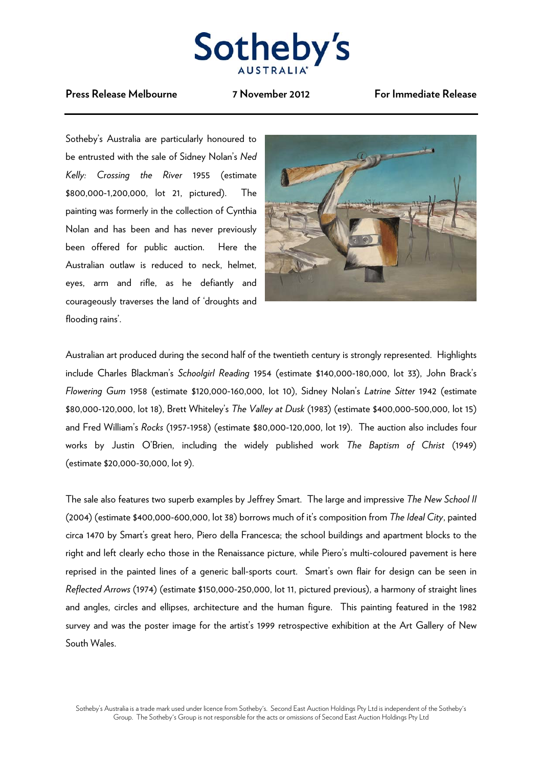Sotheby's Australia are particularly honoured to be entrusted with the sale of Sidney Nolan's *Ned Kelly: Crossing the River* 1955 (estimate \$800,000-1,200,000, lot 21, pictured). The painting was formerly in the collection of Cynthia Nolan and has been and has never previously been offered for public auction. Here the Australian outlaw is reduced to neck, helmet, eyes, arm and rifle, as he defiantly and courageously traverses the land of 'droughts and flooding rains'.

Australian art produced during the second half of the twentieth century is strongly represented. Highlights include Charles Blackman's *Schoolgirl Reading* 1954 (estimate \$140,000-180,000, lot 33), John Brack's *Flowering Gum* 1958 (estimate \$120,000-160,000, lot 10), Sidney Nolan's *Latrine Sitter* 1942 (estimate \$80,000-120,000, lot 18), Brett Whiteley's *The Valley at Dusk* (1983) (estimate \$400,000-500,000, lot 15) and Fred William's *Rocks* (1957-1958) (estimate \$80,000-120,000, lot 19). The auction also includes four works by Justin O'Brien, including the widely published work *The Baptism of Christ* (1949) (estimate \$20,000-30,000, lot 9).

The sale also features two superb examples by Jeffrey Smart. The large and impressive *The New School II* (2004) (estimate \$400,000-600,000, lot 38) borrows much of it's composition from *The Ideal City*, painted circa 1470 by Smart's great hero, Piero della Francesca; the school buildings and apartment blocks to the right and left clearly echo those in the Renaissance picture, while Piero's multi-coloured pavement is here reprised in the painted lines of a generic ball-sports court. Smart's own flair for design can be seen in *Reflected Arrows* (1974) (estimate \$150,000-250,000, lot 11, pictured previous), a harmony of straight lines and angles, circles and ellipses, architecture and the human figure. This painting featured in the 1982 survey and was the poster image for the artist's 1999 retrospective exhibition at the Art Gallery of New South Wales.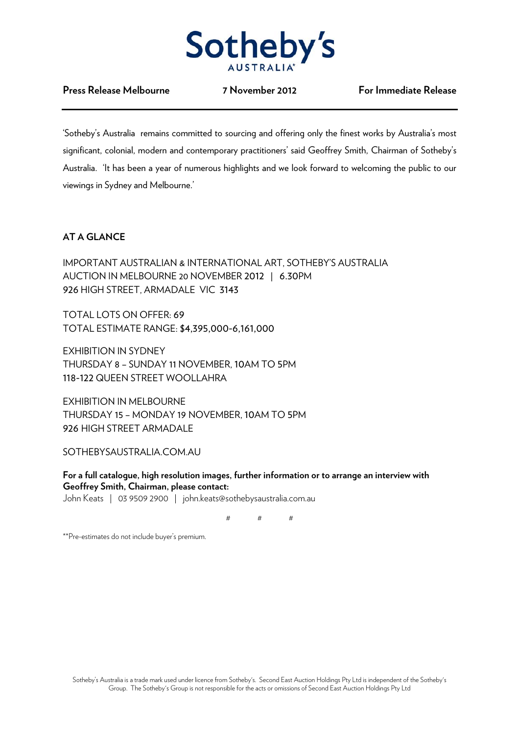**Press Release Melbourne** **7 November 2012** **For Immediate Release**

---

'Sotheby's Australia remains committed to sourcing and offering only the finest works by Australia's most significant, colonial, modern and contemporary practitioners' said Geoffrey Smith, Chairman of Sotheby's Australia. 'It has been a year of numerous highlights and we look forward to welcoming the public to our viewings in Sydney and Melbourne.'

**AT A GLANCE**

IMPORTANT AUSTRALIAN & INTERNATIONAL ART, SOTHEBY'S AUSTRALIA
AUCTION IN MELBOURNE 20 NOVEMBER 2012 | 6.30PM
926 HIGH STREET, ARMADALE VIC 3143

TOTAL LOTS ON OFFER: 69
TOTAL ESTIMATE RANGE: $4,395,000-6,161,000

EXHIBITION IN SYDNEY
THURSDAY 8 – SUNDAY 11 NOVEMBER, 10AM TO 5PM
118-122 QUEEN STREET WOOLLAHRA

EXHIBITION IN MELBOURNE
THURSDAY 15 – MONDAY 19 NOVEMBER, 10AM TO 5PM
926 HIGH STREET ARMADALE

SOTHEBYSAUSTRALIA.COM.AU

**For a full catalogue, high resolution images, further information or to arrange an interview with Geoffrey Smith, Chairman, please contact:**
John Keats | 03 9509 2900 | john.keats@sothebysaustralia.com.au

# # #

**Pre-estimates do not include buyer's premium.

Sotheby's Australia is a trade mark used under licence from Sotheby's. Second East Auction Holdings Pty Ltd is independent of the Sotheby's Group. The Sotheby's Group is not responsible for the acts or omissions of Second East Auction Holdings Pty Ltd